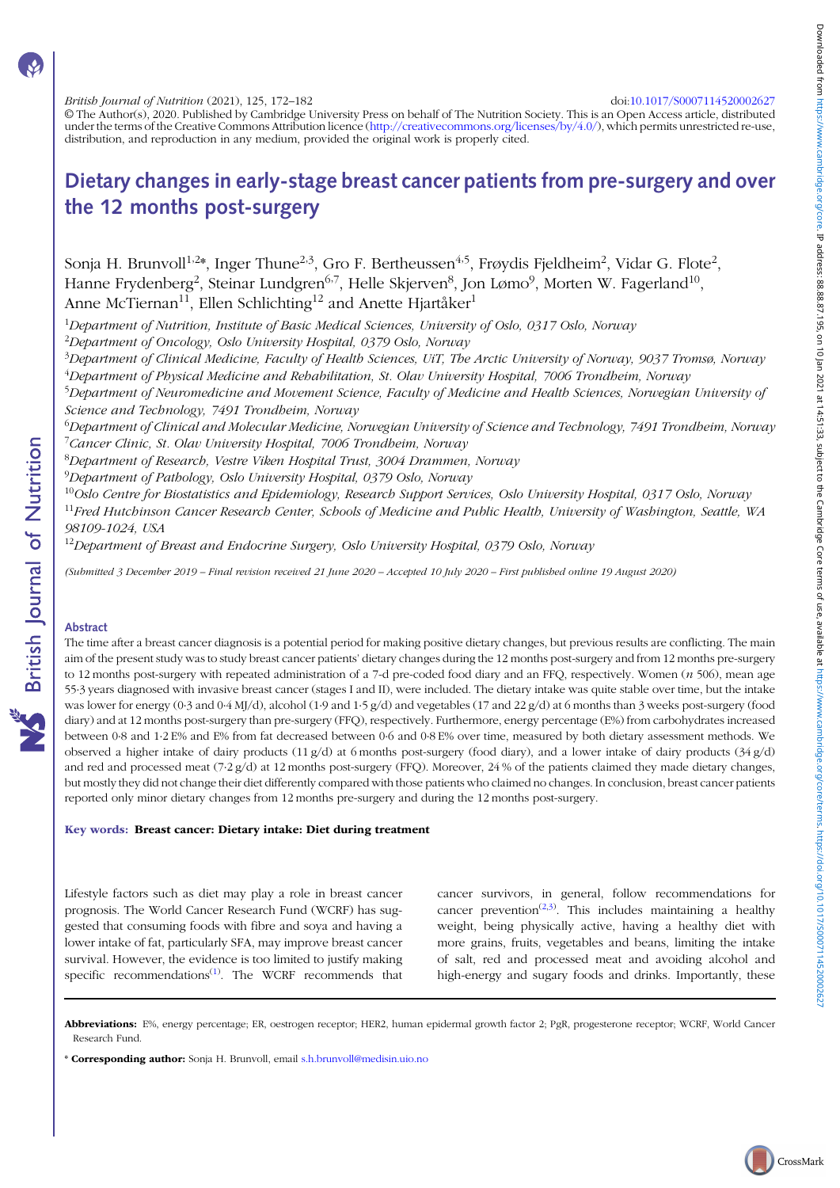British Journal of Nutrition (2021), 125, 172–182 doi:10.1017/S0007114520002627

© The Author(s), 2020. Published by Cambridge University Press on behalf of The Nutrition Society. This is an Open Access article, distributed under the terms of the Creative Commons Attribution licence (http://creativecommons.org/licenses/by/4.0/), which permits unrestricted re-use, distribution, and reproduction in any medium, provided the original work is properly cited.

# Dietary changes in early-stage breast cancer patients from pre-surgery and over the 12 months post-surgery

Sonja H. Brunvoll[1,2]*, Inger Thune[2,3], Gro F. Bertheussen[4,5], Frøydis Fjeldheim[2], Vidar G. Flote[2], Hanne Frydenberg[2], Steinar Lundgren[6,7], Helle Skjerven[8], Jon Lømo[9], Morten W. Fagerland[10], Anne McTiernan[11], Ellen Schlichting[12] and Anette Hjartåker[1]

[1]*Department of Nutrition, Institute of Basic Medical Sciences, University of Oslo, 0317 Oslo, Norway*

[2]*Department of Oncology, Oslo University Hospital, 0379 Oslo, Norway*

[3]*Department of Clinical Medicine, Faculty of Health Sciences, UiT, The Arctic University of Norway, 9037 Tromsø, Norway*

[4]*Department of Physical Medicine and Rehabilitation, St. Olav University Hospital, 7006 Trondheim, Norway*

[5]*Department of Neuromedicine and Movement Science, Faculty of Medicine and Health Sciences, Norwegian University of Science and Technology, 7491 Trondheim, Norway*

[6]*Department of Clinical and Molecular Medicine, Norwegian University of Science and Technology, 7491 Trondheim, Norway*

[7]*Cancer Clinic, St. Olav University Hospital, 7006 Trondheim, Norway*

[8]*Department of Research, Vestre Viken Hospital Trust, 3004 Drammen, Norway*

[9]*Department of Pathology, Oslo University Hospital, 0379 Oslo, Norway*

[10]*Oslo Centre for Biostatistics and Epidemiology, Research Support Services, Oslo University Hospital, 0317 Oslo, Norway*

[11]*Fred Hutchinson Cancer Research Center, Schools of Medicine and Public Health, University of Washington, Seattle, WA 98109-1024, USA*

[12]*Department of Breast and Endocrine Surgery, Oslo University Hospital, 0379 Oslo, Norway*

*(Submitted 3 December 2019 – Final revision received 21 June 2020 – Accepted 10 July 2020 – First published online 19 August 2020)*

## Abstract

The time after a breast cancer diagnosis is a potential period for making positive dietary changes, but previous results are conflicting. The main aim of the present study was to study breast cancer patients' dietary changes during the 12 months post-surgery and from 12 months pre-surgery to 12 months post-surgery with repeated administration of a 7-d pre-coded food diary and an FFQ, respectively. Women (*n* 506), mean age 55·3 years diagnosed with invasive breast cancer (stages I and II), were included. The dietary intake was quite stable over time, but the intake was lower for energy (0·3 and 0·4 MJ/d), alcohol (1·9 and 1·5 g/d) and vegetables (17 and 22 g/d) at 6 months than 3 weeks post-surgery (food diary) and at 12 months post-surgery than pre-surgery (FFQ), respectively. Furthermore, energy percentage (E%) from carbohydrates increased between 0·8 and 1·2 E% and E% from fat decreased between 0·6 and 0·8 E% over time, measured by both dietary assessment methods. We observed a higher intake of dairy products (11 g/d) at 6 months post-surgery (food diary), and a lower intake of dairy products (34 g/d) and red and processed meat (7·2 g/d) at 12 months post-surgery (FFQ). Moreover, 24 % of the patients claimed they made dietary changes, but mostly they did not change their diet differently compared with those patients who claimed no changes. In conclusion, breast cancer patients reported only minor dietary changes from 12 months pre-surgery and during the 12 months post-surgery.

**Key words:** **Breast cancer: Dietary intake: Diet during treatment**

Lifestyle factors such as diet may play a role in breast cancer prognosis. The World Cancer Research Fund (WCRF) has suggested that consuming foods with fibre and soya and having a lower intake of fat, particularly SFA, may improve breast cancer survival. However, the evidence is too limited to justify making specific recommendations[1]. The WCRF recommends that cancer survivors, in general, follow recommendations for cancer prevention[2,3]. This includes maintaining a healthy weight, being physically active, having a healthy diet with more grains, fruits, vegetables and beans, limiting the intake of salt, red and processed meat and avoiding alcohol and high-energy and sugary foods and drinks. Importantly, these

**Abbreviations:** E%, energy percentage; ER, oestrogen receptor; HER2, human epidermal growth factor 2; PgR, progesterone receptor; WCRF, World Cancer Research Fund.

\* **Corresponding author:** Sonja H. Brunvoll, email s.h.brunvoll@medisin.uio.no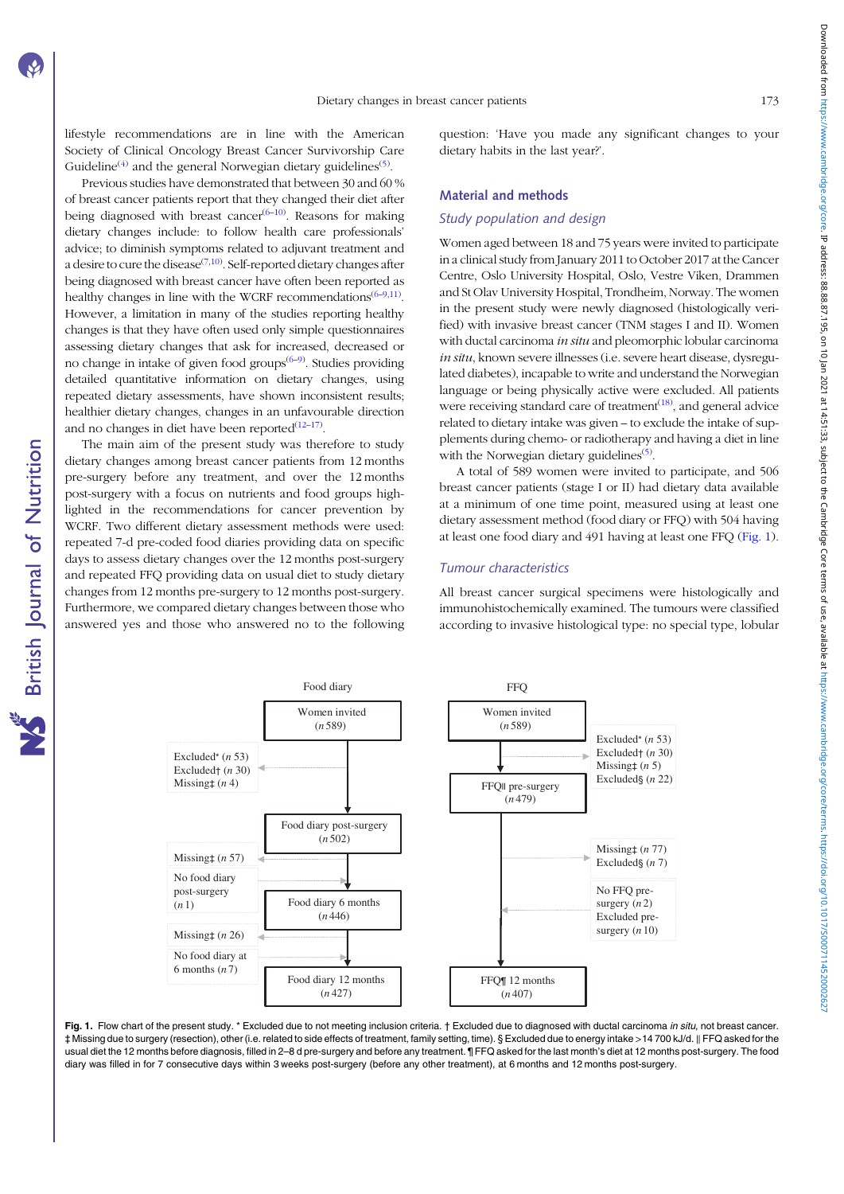lifestyle recommendations are in line with the American Society of Clinical Oncology Breast Cancer Survivorship Care Guideline[4] and the general Norwegian dietary guidelines[5].

Previous studies have demonstrated that between 30 and 60 % of breast cancer patients report that they changed their diet after being diagnosed with breast cancer[6–10]. Reasons for making dietary changes include: to follow health care professionals' advice; to diminish symptoms related to adjuvant treatment and a desire to cure the disease[7,10]. Self-reported dietary changes after being diagnosed with breast cancer have often been reported as healthy changes in line with the WCRF recommendations[6–9,11]. However, a limitation in many of the studies reporting healthy changes is that they have often used only simple questionnaires assessing dietary changes that ask for increased, decreased or no change in intake of given food groups[6–9]. Studies providing detailed quantitative information on dietary changes, using repeated dietary assessments, have shown inconsistent results; healthier dietary changes, changes in an unfavourable direction and no changes in diet have been reported[12–17].

The main aim of the present study was therefore to study dietary changes among breast cancer patients from 12 months pre-surgery before any treatment, and over the 12 months post-surgery with a focus on nutrients and food groups highlighted in the recommendations for cancer prevention by WCRF. Two different dietary assessment methods were used: repeated 7-d pre-coded food diaries providing data on specific days to assess dietary changes over the 12 months post-surgery and repeated FFQ providing data on usual diet to study dietary changes from 12 months pre-surgery to 12 months post-surgery. Furthermore, we compared dietary changes between those who answered yes and those who answered no to the following question: 'Have you made any significant changes to your dietary habits in the last year?'.

## Material and methods

### Study population and design

Women aged between 18 and 75 years were invited to participate in a clinical study from January 2011 to October 2017 at the Cancer Centre, Oslo University Hospital, Oslo, Vestre Viken, Drammen and St Olav University Hospital, Trondheim, Norway. The women in the present study were newly diagnosed (histologically verified) with invasive breast cancer (TNM stages I and II). Women with ductal carcinoma *in situ* and pleomorphic lobular carcinoma *in situ*, known severe illnesses (i.e. severe heart disease, dysregulated diabetes), incapable to write and understand the Norwegian language or being physically active were excluded. All patients were receiving standard care of treatment[18], and general advice related to dietary intake was given – to exclude the intake of supplements during chemo- or radiotherapy and having a diet in line with the Norwegian dietary guidelines[5].

A total of 589 women were invited to participate, and 506 breast cancer patients (stage I or II) had dietary data available at a minimum of one time point, measured using at least one dietary assessment method (food diary or FFQ) with 504 having at least one food diary and 491 having at least one FFQ (Fig. 1).

### Tumour characteristics

All breast cancer surgical specimens were histologically and immunohistochemically examined. The tumours were classified according to invasive histological type: no special type, lobular

Food diary: Women invited (*n* 589) → Excluded* (*n* 53), Excluded† (*n* 30), Missing‡ (*n* 4) → Food diary post-surgery (*n* 502) → Missing‡ (*n* 57); No food diary post-surgery (*n* 1) → Food diary 6 months (*n* 446) → Missing‡ (*n* 26); No food diary at 6 months (*n* 7) → Food diary 12 months (*n* 427)

FFQ: Women invited (*n* 589) → Excluded* (*n* 53), Excluded† (*n* 30), Missing‡ (*n* 5), Excluded§ (*n* 22) → FFQ‖ pre-surgery (*n* 479) → Missing‡ (*n* 77), Excluded§ (*n* 7); No FFQ pre-surgery (*n* 2), Excluded pre-surgery (*n* 10) → FFQ¶ 12 months (*n* 407)

**Fig. 1.** Flow chart of the present study. * Excluded due to not meeting inclusion criteria. † Excluded due to diagnosed with ductal carcinoma *in situ*, not breast cancer. ‡ Missing due to surgery (resection), other (i.e. related to side effects of treatment, family setting, time). § Excluded due to energy intake > 14 700 kJ/d. ‖ FFQ asked for the usual diet the 12 months before diagnosis, filled in 2–8 d pre-surgery and before any treatment. ¶ FFQ asked for the last month's diet at 12 months post-surgery. The food diary was filled in for 7 consecutive days within 3 weeks post-surgery (before any other treatment), at 6 months and 12 months post-surgery.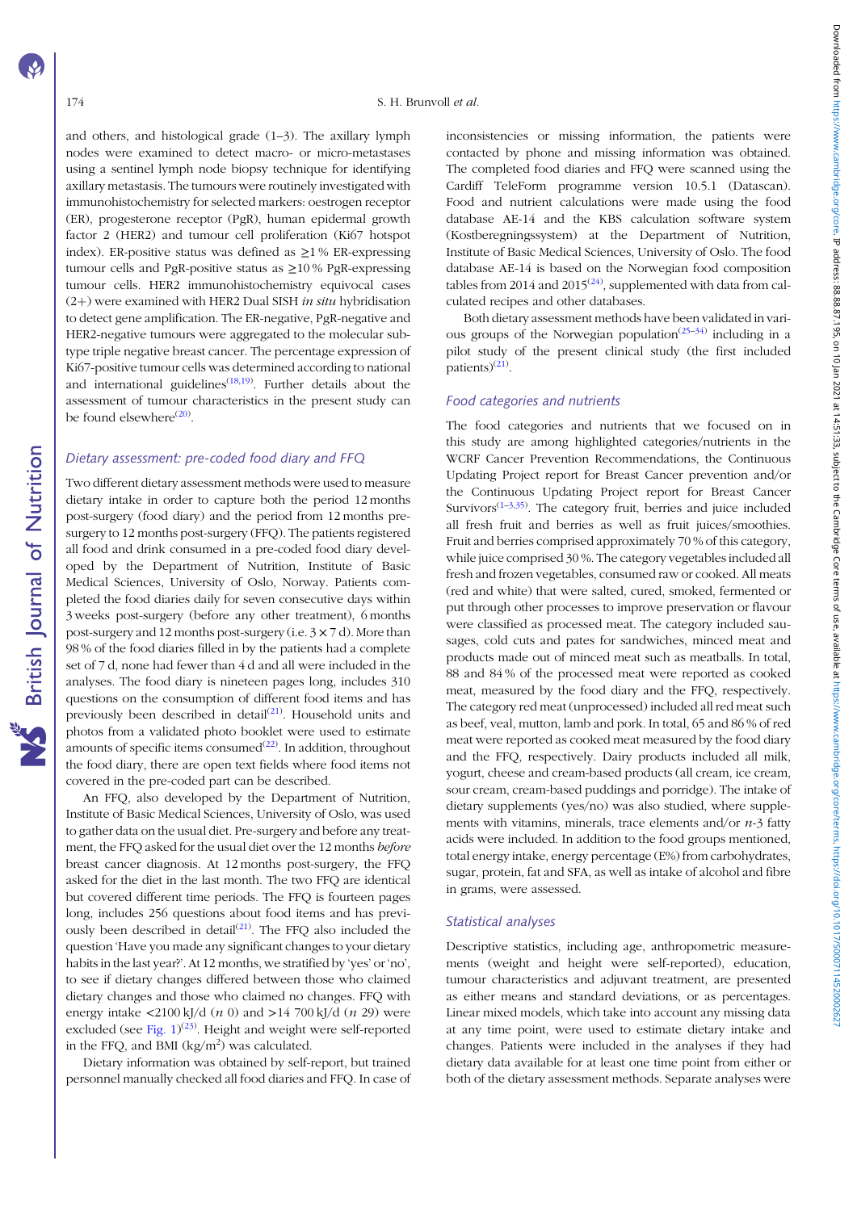and others, and histological grade (1–3). The axillary lymph nodes were examined to detect macro- or micro-metastases using a sentinel lymph node biopsy technique for identifying axillary metastasis. The tumours were routinely investigated with immunohistochemistry for selected markers: oestrogen receptor (ER), progesterone receptor (PgR), human epidermal growth factor 2 (HER2) and tumour cell proliferation (Ki67 hotspot index). ER-positive status was defined as ≥1 % ER-expressing tumour cells and PgR-positive status as ≥10 % PgR-expressing tumour cells. HER2 immunohistochemistry equivocal cases (2+) were examined with HER2 Dual SISH *in situ* hybridisation to detect gene amplification. The ER-negative, PgR-negative and HER2-negative tumours were aggregated to the molecular subtype triple negative breast cancer. The percentage expression of Ki67-positive tumour cells was determined according to national and international guidelines[18,19]. Further details about the assessment of tumour characteristics in the present study can be found elsewhere[20].

### Dietary assessment: pre-coded food diary and FFQ

Two different dietary assessment methods were used to measure dietary intake in order to capture both the period 12 months post-surgery (food diary) and the period from 12 months pre-surgery to 12 months post-surgery (FFQ). The patients registered all food and drink consumed in a pre-coded food diary developed by the Department of Nutrition, Institute of Basic Medical Sciences, University of Oslo, Norway. Patients completed the food diaries daily for seven consecutive days within 3 weeks post-surgery (before any other treatment), 6 months post-surgery and 12 months post-surgery (i.e. 3 × 7 d). More than 98 % of the food diaries filled in by the patients had a complete set of 7 d, none had fewer than 4 d and all were included in the analyses. The food diary is nineteen pages long, includes 310 questions on the consumption of different food items and has previously been described in detail[21]. Household units and photos from a validated photo booklet were used to estimate amounts of specific items consumed[22]. In addition, throughout the food diary, there are open text fields where food items not covered in the pre-coded part can be described.

An FFQ, also developed by the Department of Nutrition, Institute of Basic Medical Sciences, University of Oslo, was used to gather data on the usual diet. Pre-surgery and before any treatment, the FFQ asked for the usual diet over the 12 months *before* breast cancer diagnosis. At 12 months post-surgery, the FFQ asked for the diet in the last month. The two FFQ are identical but covered different time periods. The FFQ is fourteen pages long, includes 256 questions about food items and has previously been described in detail[21]. The FFQ also included the question 'Have you made any significant changes to your dietary habits in the last year?'. At 12 months, we stratified by 'yes' or 'no', to see if dietary changes differed between those who claimed dietary changes and those who claimed no changes. FFQ with energy intake <2100 kJ/d (*n* 0) and >14 700 kJ/d (*n* 29) were excluded (see Fig. 1)[23]. Height and weight were self-reported in the FFQ, and BMI (kg/m$^2$) was calculated.

Dietary information was obtained by self-report, but trained personnel manually checked all food diaries and FFQ. In case of inconsistencies or missing information, the patients were contacted by phone and missing information was obtained. The completed food diaries and FFQ were scanned using the Cardiff TeleForm programme version 10.5.1 (Datascan). Food and nutrient calculations were made using the food database AE-14 and the KBS calculation software system (Kostberegningssystem) at the Department of Nutrition, Institute of Basic Medical Sciences, University of Oslo. The food database AE-14 is based on the Norwegian food composition tables from 2014 and 2015[24], supplemented with data from calculated recipes and other databases.

Both dietary assessment methods have been validated in various groups of the Norwegian population[25–34] including in a pilot study of the present clinical study (the first included patients)[21].

### Food categories and nutrients

The food categories and nutrients that we focused on in this study are among highlighted categories/nutrients in the WCRF Cancer Prevention Recommendations, the Continuous Updating Project report for Breast Cancer prevention and/or the Continuous Updating Project report for Breast Cancer Survivors[1–3,35]. The category fruit, berries and juice included all fresh fruit and berries as well as fruit juices/smoothies. Fruit and berries comprised approximately 70 % of this category, while juice comprised 30 %. The category vegetables included all fresh and frozen vegetables, consumed raw or cooked. All meats (red and white) that were salted, cured, smoked, fermented or put through other processes to improve preservation or flavour were classified as processed meat. The category included sausages, cold cuts and pates for sandwiches, minced meat and products made out of minced meat such as meatballs. In total, 88 and 84 % of the processed meat were reported as cooked meat, measured by the food diary and the FFQ, respectively. The category red meat (unprocessed) included all red meat such as beef, veal, mutton, lamb and pork. In total, 65 and 86 % of red meat were reported as cooked meat measured by the food diary and the FFQ, respectively. Dairy products included all milk, yogurt, cheese and cream-based products (all cream, ice cream, sour cream, cream-based puddings and porridge). The intake of dietary supplements (yes/no) was also studied, where supplements with vitamins, minerals, trace elements and/or *n*-3 fatty acids were included. In addition to the food groups mentioned, total energy intake, energy percentage (E%) from carbohydrates, sugar, protein, fat and SFA, as well as intake of alcohol and fibre in grams, were assessed.

### Statistical analyses

Descriptive statistics, including age, anthropometric measurements (weight and height were self-reported), education, tumour characteristics and adjuvant treatment, are presented as either means and standard deviations, or as percentages. Linear mixed models, which take into account any missing data at any time point, were used to estimate dietary intake and changes. Patients were included in the analyses if they had dietary data available for at least one time point from either or both of the dietary assessment methods. Separate analyses were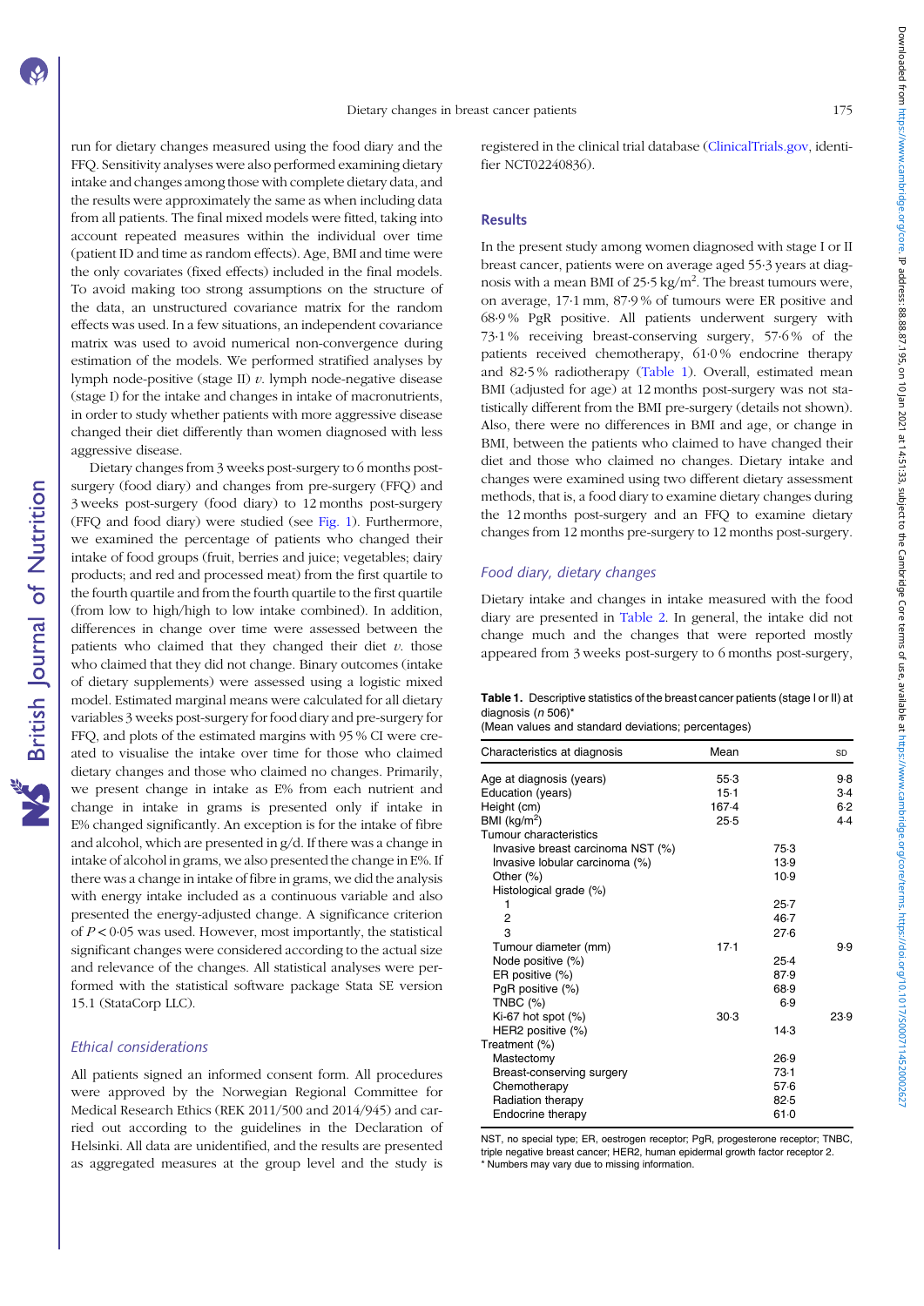run for dietary changes measured using the food diary and the FFQ. Sensitivity analyses were also performed examining dietary intake and changes among those with complete dietary data, and the results were approximately the same as when including data from all patients. The final mixed models were fitted, taking into account repeated measures within the individual over time (patient ID and time as random effects). Age, BMI and time were the only covariates (fixed effects) included in the final models. To avoid making too strong assumptions on the structure of the data, an unstructured covariance matrix for the random effects was used. In a few situations, an independent covariance matrix was used to avoid numerical non-convergence during estimation of the models. We performed stratified analyses by lymph node-positive (stage II) *v.* lymph node-negative disease (stage I) for the intake and changes in intake of macronutrients, in order to study whether patients with more aggressive disease changed their diet differently than women diagnosed with less aggressive disease.

Dietary changes from 3 weeks post-surgery to 6 months post-surgery (food diary) and changes from pre-surgery (FFQ) and 3 weeks post-surgery (food diary) to 12 months post-surgery (FFQ and food diary) were studied (see Fig. 1). Furthermore, we examined the percentage of patients who changed their intake of food groups (fruit, berries and juice; vegetables; dairy products; and red and processed meat) from the first quartile to the fourth quartile and from the fourth quartile to the first quartile (from low to high/high to low intake combined). In addition, differences in change over time were assessed between the patients who claimed that they changed their diet *v.* those who claimed that they did not change. Binary outcomes (intake of dietary supplements) were assessed using a logistic mixed model. Estimated marginal means were calculated for all dietary variables 3 weeks post-surgery for food diary and pre-surgery for FFQ, and plots of the estimated margins with 95 % CI were created to visualise the intake over time for those who claimed dietary changes and those who claimed no changes. Primarily, we present change in intake as E% from each nutrient and change in intake in grams is presented only if intake in E% changed significantly. An exception is for the intake of fibre and alcohol, which are presented in g/d. If there was a change in intake of alcohol in grams, we also presented the change in E%. If there was a change in intake of fibre in grams, we did the analysis with energy intake included as a continuous variable and also presented the energy-adjusted change. A significance criterion of $P < 0.05$ was used. However, most importantly, the statistical significant changes were considered according to the actual size and relevance of the changes. All statistical analyses were performed with the statistical software package Stata SE version 15.1 (StataCorp LLC).

### *Ethical considerations*

All patients signed an informed consent form. All procedures were approved by the Norwegian Regional Committee for Medical Research Ethics (REK 2011/500 and 2014/945) and carried out according to the guidelines in the Declaration of Helsinki. All data are unidentified, and the results are presented as aggregated measures at the group level and the study is registered in the clinical trial database (ClinicalTrials.gov, identifier NCT02240836).

## Results

In the present study among women diagnosed with stage I or II breast cancer, patients were on average aged 55·3 years at diagnosis with a mean BMI of 25·5 kg/m$^2$. The breast tumours were, on average, 17·1 mm, 87·9 % of tumours were ER positive and 68·9 % PgR positive. All patients underwent surgery with 73·1 % receiving breast-conserving surgery, 57·6 % of the patients received chemotherapy, 61·0 % endocrine therapy and 82·5 % radiotherapy (Table 1). Overall, estimated mean BMI (adjusted for age) at 12 months post-surgery was not statistically different from the BMI pre-surgery (details not shown). Also, there were no differences in BMI and age, or change in BMI, between the patients who claimed to have changed their diet and those who claimed no changes. Dietary intake and changes were examined using two different dietary assessment methods, that is, a food diary to examine dietary changes during the 12 months post-surgery and an FFQ to examine dietary changes from 12 months pre-surgery to 12 months post-surgery.

### *Food diary, dietary changes*

Dietary intake and changes in intake measured with the food diary are presented in Table 2. In general, the intake did not change much and the changes that were reported mostly appeared from 3 weeks post-surgery to 6 months post-surgery,

**Table 1.** Descriptive statistics of the breast cancer patients (stage I or II) at diagnosis (*n* 506)*
(Mean values and standard deviations; percentages)

| Characteristics at diagnosis | Mean | | SD |
|---|---|---|---|
| Age at diagnosis (years) | 55·3 | | 9·8 |
| Education (years) | 15·1 | | 3·4 |
| Height (cm) | 167·4 | | 6·2 |
| BMI (kg/m$^2$) | 25·5 | | 4·4 |
| Tumour characteristics | | | |
| Invasive breast carcinoma NST (%) | | 75·3 | |
| Invasive lobular carcinoma (%) | | 13·9 | |
| Other (%) | | 10·9 | |
| Histological grade (%) | | | |
| 1 | | 25·7 | |
| 2 | | 46·7 | |
| 3 | | 27·6 | |
| Tumour diameter (mm) | 17·1 | | 9·9 |
| Node positive (%) | | 25·4 | |
| ER positive (%) | | 87·9 | |
| PgR positive (%) | | 68·9 | |
| TNBC (%) | | 6·9 | |
| Ki-67 hot spot (%) | 30·3 | | 23·9 |
| HER2 positive (%) | | 14·3 | |
| Treatment (%) | | | |
| Mastectomy | | 26·9 | |
| Breast-conserving surgery | | 73·1 | |
| Chemotherapy | | 57·6 | |
| Radiation therapy | | 82·5 | |
| Endocrine therapy | | 61·0 | |

NST, no special type; ER, oestrogen receptor; PgR, progesterone receptor; TNBC, triple negative breast cancer; HER2, human epidermal growth factor receptor 2.
* Numbers may vary due to missing information.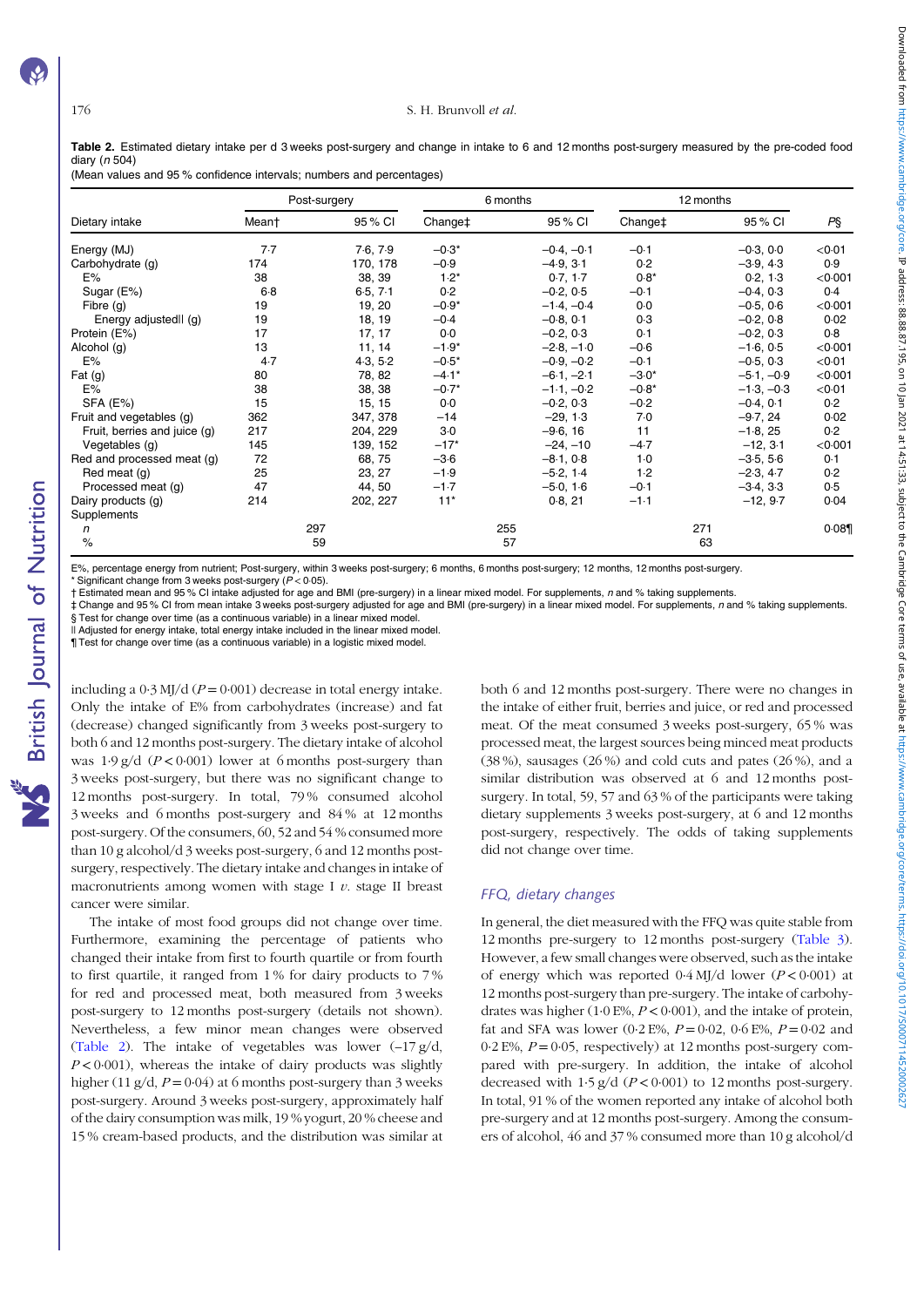**Table 2.** Estimated dietary intake per d 3 weeks post-surgery and change in intake to 6 and 12 months post-surgery measured by the pre-coded food diary (*n* 504)

(Mean values and 95 % confidence intervals; numbers and percentages)

| Dietary intake | Post-surgery | | 6 months | | 12 months | | |
|---|---|---|---|---|---|---|---|
| | Mean† | 95 % CI | Change‡ | 95 % CI | Change‡ | 95 % CI | *P*§ |
| Energy (MJ) | 7·7 | 7·6, 7·9 | −0·3* | −0·4, −0·1 | −0·1 | −0·3, 0·0 | <0·01 |
| Carbohydrate (g) | 174 | 170, 178 | −0·9 | −4·9, 3·1 | 0·2 | −3·9, 4·3 | 0·9 |
| E% | 38 | 38, 39 | 1·2* | 0·7, 1·7 | 0·8* | 0·2, 1·3 | <0·001 |
| Sugar (E%) | 6·8 | 6·5, 7·1 | 0·2 | −0·2, 0·5 | −0·1 | −0·4, 0·3 | 0·4 |
| Fibre (g) | 19 | 19, 20 | −0·9* | −1·4, −0·4 | 0·0 | −0·5, 0·6 | <0·001 |
| Energy adjusted‖ (g) | 19 | 18, 19 | −0·4 | −0·8, 0·1 | 0·3 | −0·2, 0·8 | 0·02 |
| Protein (E%) | 17 | 17, 17 | 0·0 | −0·2, 0·3 | 0·1 | −0·2, 0·3 | 0·8 |
| Alcohol (g) | 13 | 11, 14 | −1·9* | −2·8, −1·0 | −0·6 | −1·6, 0·5 | <0·001 |
| E% | 4·7 | 4·3, 5·2 | −0·5* | −0·9, −0·2 | −0·1 | −0·5, 0·3 | <0·01 |
| Fat (g) | 80 | 78, 82 | −4·1* | −6·1, −2·1 | −3·0* | −5·1, −0·9 | <0·001 |
| E% | 38 | 38, 38 | −0·7* | −1·1, −0·2 | −0·8* | −1·3, −0·3 | <0·01 |
| SFA (E%) | 15 | 15, 15 | 0·0 | −0·2, 0·3 | −0·2 | −0·4, 0·1 | 0·2 |
| Fruit and vegetables (g) | 362 | 347, 378 | −14 | −29, 1·3 | 7·0 | −9·7, 24 | 0·02 |
| Fruit, berries and juice (g) | 217 | 204, 229 | 3·0 | −9·6, 16 | 11 | −1·8, 25 | 0·2 |
| Vegetables (g) | 145 | 139, 152 | −17* | −24, −10 | −4·7 | −12, 3·1 | <0·001 |
| Red and processed meat (g) | 72 | 68, 75 | −3·6 | −8·1, 0·8 | 1·0 | −3·5, 5·6 | 0·1 |
| Red meat (g) | 25 | 23, 27 | −1·9 | −5·2, 1·4 | 1·2 | −2·3, 4·7 | 0·2 |
| Processed meat (g) | 47 | 44, 50 | −1·7 | −5·0, 1·6 | −0·1 | −3·4, 3·3 | 0·5 |
| Dairy products (g) | 214 | 202, 227 | 11* | 0·8, 21 | −1·1 | −12, 9·7 | 0·04 |
| Supplements | | | | | | | |
| *n* | 297 | | 255 | | 271 | | 0·08¶ |
| % | 59 | | 57 | | 63 | | |

E%, percentage energy from nutrient; Post-surgery, within 3 weeks post-surgery; 6 months, 6 months post-surgery; 12 months, 12 months post-surgery.
\* Significant change from 3 weeks post-surgery ($P < 0·05$).
† Estimated mean and 95 % CI intake adjusted for age and BMI (pre-surgery) in a linear mixed model. For supplements, *n* and % taking supplements.
‡ Change and 95 % CI from mean intake 3 weeks post-surgery adjusted for age and BMI (pre-surgery) in a linear mixed model. For supplements, *n* and % taking supplements.
§ Test for change over time (as a continuous variable) in a linear mixed model.
‖ Adjusted for energy intake, total energy intake included in the linear mixed model.
¶ Test for change over time (as a continuous variable) in a logistic mixed model.

including a 0·3 MJ/d ($P = 0·001$) decrease in total energy intake. Only the intake of E% from carbohydrates (increase) and fat (decrease) changed significantly from 3 weeks post-surgery to both 6 and 12 months post-surgery. The dietary intake of alcohol was 1·9 g/d ($P < 0·001$) lower at 6 months post-surgery than 3 weeks post-surgery, but there was no significant change to 12 months post-surgery. In total, 79 % consumed alcohol 3 weeks and 6 months post-surgery and 84 % at 12 months post-surgery. Of the consumers, 60, 52 and 54 % consumed more than 10 g alcohol/d 3 weeks post-surgery, 6 and 12 months post-surgery, respectively. The dietary intake and changes in intake of macronutrients among women with stage I *v.* stage II breast cancer were similar.

The intake of most food groups did not change over time. Furthermore, examining the percentage of patients who changed their intake from first to fourth quartile or from fourth to first quartile, it ranged from 1 % for dairy products to 7 % for red and processed meat, both measured from 3 weeks post-surgery to 12 months post-surgery (details not shown). Nevertheless, a few minor mean changes were observed (Table 2). The intake of vegetables was lower (−17 g/d, $P < 0·001$), whereas the intake of dairy products was slightly higher (11 g/d, $P = 0·04$) at 6 months post-surgery than 3 weeks post-surgery. Around 3 weeks post-surgery, approximately half of the dairy consumption was milk, 19 % yogurt, 20 % cheese and 15 % cream-based products, and the distribution was similar at both 6 and 12 months post-surgery. There were no changes in the intake of either fruit, berries and juice, or red and processed meat. Of the meat consumed 3 weeks post-surgery, 65 % was processed meat, the largest sources being minced meat products (38 %), sausages (26 %) and cold cuts and pates (26 %), and a similar distribution was observed at 6 and 12 months post-surgery. In total, 59, 57 and 63 % of the participants were taking dietary supplements 3 weeks post-surgery, at 6 and 12 months post-surgery, respectively. The odds of taking supplements did not change over time.

### *FFQ, dietary changes*

In general, the diet measured with the FFQ was quite stable from 12 months pre-surgery to 12 months post-surgery (Table 3). However, a few small changes were observed, such as the intake of energy which was reported 0·4 MJ/d lower ($P < 0·001$) at 12 months post-surgery than pre-surgery. The intake of carbohydrates was higher (1·0 E%, $P < 0·001$), and the intake of protein, fat and SFA was lower (0·2 E%, $P = 0·02$, 0·6 E%, $P = 0·02$ and 0·2 E%, $P = 0·05$, respectively) at 12 months post-surgery compared with pre-surgery. In addition, the intake of alcohol decreased with 1·5 g/d ($P < 0·001$) to 12 months post-surgery. In total, 91 % of the women reported any intake of alcohol both pre-surgery and at 12 months post-surgery. Among the consumers of alcohol, 46 and 37 % consumed more than 10 g alcohol/d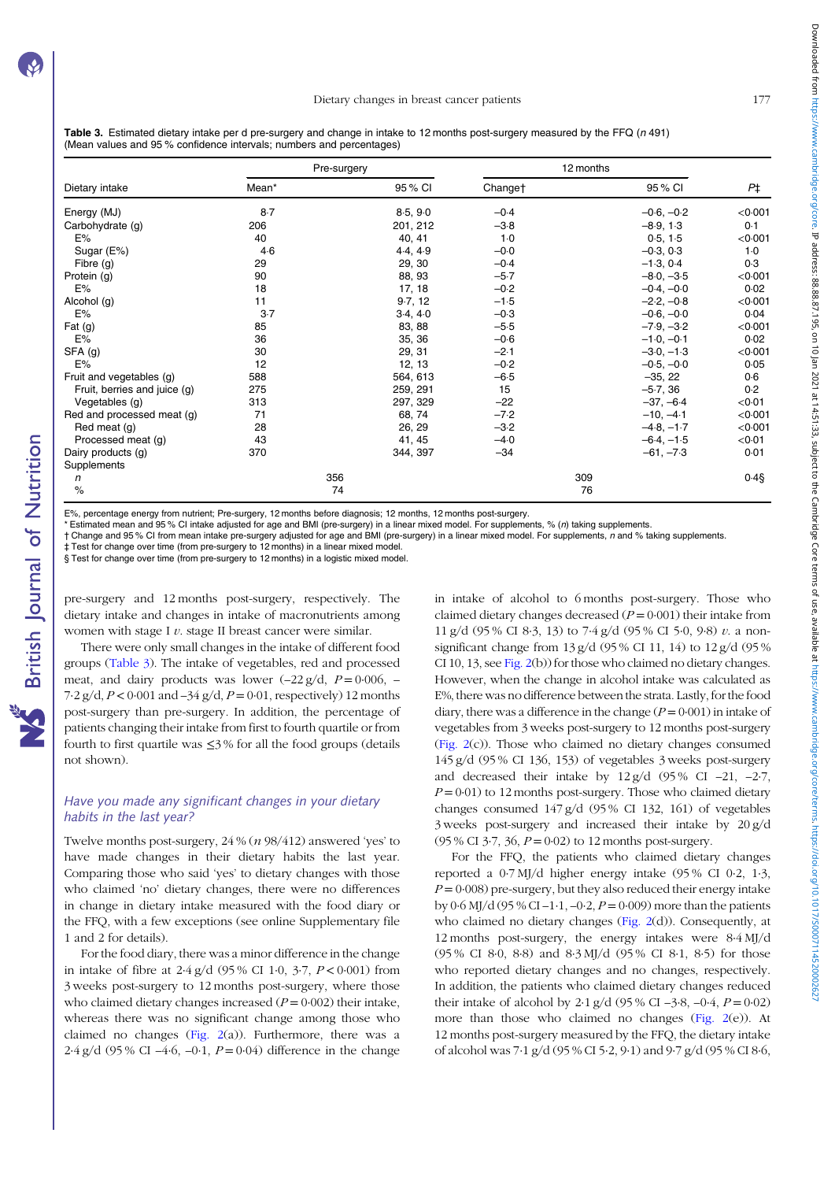**Table 3.** Estimated dietary intake per d pre-surgery and change in intake to 12 months post-surgery measured by the FFQ (*n* 491)
(Mean values and 95 % confidence intervals; numbers and percentages)

| Dietary intake | Pre-surgery | | 12 months | | |
|---|---|---|---|---|---|
| | Mean* | 95 % CI | Change† | 95 % CI | P‡ |
| Energy (MJ) | 8·7 | 8·5, 9·0 | −0·4 | −0·6, −0·2 | <0·001 |
| Carbohydrate (g) | 206 | 201, 212 | −3·8 | −8·9, 1·3 | 0·1 |
| E% | 40 | 40, 41 | 1·0 | 0·5, 1·5 | <0·001 |
| Sugar (E%) | 4·6 | 4·4, 4·9 | −0·0 | −0·3, 0·3 | 1·0 |
| Fibre (g) | 29 | 29, 30 | −0·4 | −1·3, 0·4 | 0·3 |
| Protein (g) | 90 | 88, 93 | −5·7 | −8·0, −3·5 | <0·001 |
| E% | 18 | 17, 18 | −0·2 | −0·4, −0·0 | 0·02 |
| Alcohol (g) | 11 | 9·7, 12 | −1·5 | −2·2, −0·8 | <0·001 |
| E% | 3·7 | 3·4, 4·0 | −0·3 | −0·6, −0·0 | 0·04 |
| Fat (g) | 85 | 83, 88 | −5·5 | −7·9, −3·2 | <0·001 |
| E% | 36 | 35, 36 | −0·6 | −1·0, −0·1 | 0·02 |
| SFA (g) | 30 | 29, 31 | −2·1 | −3·0, −1·3 | <0·001 |
| E% | 12 | 12, 13 | −0·2 | −0·5, −0·0 | 0·05 |
| Fruit and vegetables (g) | 588 | 564, 613 | −6·5 | −35, 22 | 0·6 |
| Fruit, berries and juice (g) | 275 | 259, 291 | 15 | −5·7, 36 | 0·2 |
| Vegetables (g) | 313 | 297, 329 | −22 | −37, −6·4 | <0·01 |
| Red and processed meat (g) | 71 | 68, 74 | −7·2 | −10, −4·1 | <0·001 |
| Red meat (g) | 28 | 26, 29 | −3·2 | −4·8, −1·7 | <0·001 |
| Processed meat (g) | 43 | 41, 45 | −4·0 | −6·4, −1·5 | <0·01 |
| Dairy products (g) | 370 | 344, 397 | −34 | −61, −7·3 | 0·01 |
| Supplements | | | | | |
| *n* | 356 | | 309 | | 0·4§ |
| % | 74 | | 76 | | |

E%, percentage energy from nutrient; Pre-surgery, 12 months before diagnosis; 12 months, 12 months post-surgery.
* Estimated mean and 95 % CI intake adjusted for age and BMI (pre-surgery) in a linear mixed model. For supplements, % (*n*) taking supplements.
† Change and 95 % CI from mean intake pre-surgery adjusted for age and BMI (pre-surgery) in a linear mixed model. For supplements, *n* and % taking supplements.
‡ Test for change over time (from pre-surgery to 12 months) in a linear mixed model.
§ Test for change over time (from pre-surgery to 12 months) in a logistic mixed model.

pre-surgery and 12 months post-surgery, respectively. The dietary intake and changes in intake of macronutrients among women with stage I *v.* stage II breast cancer were similar.

There were only small changes in the intake of different food groups (Table 3). The intake of vegetables, red and processed meat, and dairy products was lower (−22 g/d, $P = 0·006$, −7·2 g/d, $P < 0·001$ and −34 g/d, $P = 0·01$, respectively) 12 months post-surgery than pre-surgery. In addition, the percentage of patients changing their intake from first to fourth quartile or from fourth to first quartile was ≤3 % for all the food groups (details not shown).

## *Have you made any significant changes in your dietary habits in the last year?*

Twelve months post-surgery, 24 % (*n* 98/412) answered 'yes' to have made changes in their dietary habits the last year. Comparing those who said 'yes' to dietary changes with those who claimed 'no' dietary changes, there were no differences in change in dietary intake measured with the food diary or the FFQ, with a few exceptions (see online Supplementary file 1 and 2 for details).

For the food diary, there was a minor difference in the change in intake of fibre at 2·4 g/d (95 % CI 1·0, 3·7, $P < 0·001$) from 3 weeks post-surgery to 12 months post-surgery, where those who claimed dietary changes increased ($P = 0·002$) their intake, whereas there was no significant change among those who claimed no changes (Fig. 2(a)). Furthermore, there was a 2·4 g/d (95 % CI −4·6, −0·1, $P = 0·04$) difference in the change in intake of alcohol to 6 months post-surgery. Those who claimed dietary changes decreased ($P = 0·001$) their intake from 11 g/d (95 % CI 8·3, 13) to 7·4 g/d (95 % CI 5·0, 9·8) *v.* a non-significant change from 13 g/d (95 % CI 11, 14) to 12 g/d (95 % CI 10, 13, see Fig. 2(b)) for those who claimed no dietary changes. However, when the change in alcohol intake was calculated as E%, there was no difference between the strata. Lastly, for the food diary, there was a difference in the change ($P = 0·001$) in intake of vegetables from 3 weeks post-surgery to 12 months post-surgery (Fig. 2(c)). Those who claimed no dietary changes consumed 145 g/d (95 % CI 136, 153) of vegetables 3 weeks post-surgery and decreased their intake by 12 g/d (95 % CI −21, −2·7, $P = 0·01$) to 12 months post-surgery. Those who claimed dietary changes consumed 147 g/d (95 % CI 132, 161) of vegetables 3 weeks post-surgery and increased their intake by 20 g/d (95 % CI 3·7, 36, $P = 0·02$) to 12 months post-surgery.

For the FFQ, the patients who claimed dietary changes reported a 0·7 MJ/d higher energy intake (95 % CI 0·2, 1·3, $P = 0·008$) pre-surgery, but they also reduced their energy intake by 0·6 MJ/d (95 % CI −1·1, −0·2, $P = 0·009$) more than the patients who claimed no dietary changes (Fig. 2(d)). Consequently, at 12 months post-surgery, the energy intakes were 8·4 MJ/d (95 % CI 8·0, 8·8) and 8·3 MJ/d (95 % CI 8·1, 8·5) for those who reported dietary changes and no changes, respectively. In addition, the patients who claimed dietary changes reduced their intake of alcohol by 2·1 g/d (95 % CI −3·8, −0·4, $P = 0·02$) more than those who claimed no changes (Fig. 2(e)). At 12 months post-surgery measured by the FFQ, the dietary intake of alcohol was 7·1 g/d (95 % CI 5·2, 9·1) and 9·7 g/d (95 % CI 8·6,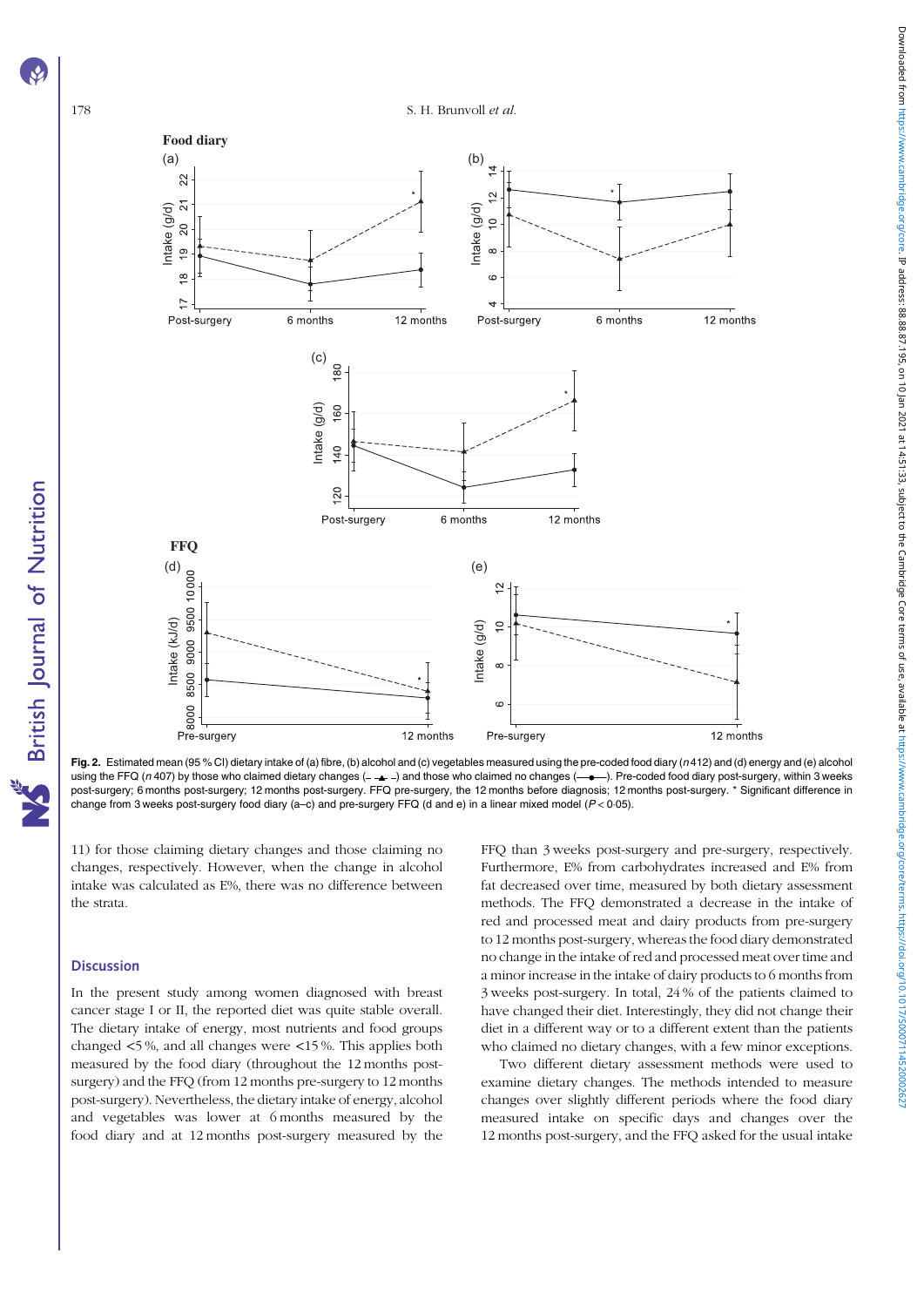Fig. 2. Estimated mean (95 % CI) dietary intake of (a) fibre, (b) alcohol and (c) vegetables measured using the pre-coded food diary (n 412) and (d) energy and (e) alcohol using the FFQ (n 407) by those who claimed dietary changes (– ▲ –) and those who claimed no changes (—●—). Pre-coded food diary post-surgery, within 3 weeks post-surgery; 6 months post-surgery; 12 months post-surgery. FFQ pre-surgery, the 12 months before diagnosis; 12 months post-surgery. * Significant difference in change from 3 weeks post-surgery food diary (a–c) and pre-surgery FFQ (d and e) in a linear mixed model ($P < 0.05$).

11) for those claiming dietary changes and those claiming no changes, respectively. However, when the change in alcohol intake was calculated as E%, there was no difference between the strata.

## Discussion

In the present study among women diagnosed with breast cancer stage I or II, the reported diet was quite stable overall. The dietary intake of energy, most nutrients and food groups changed <5 %, and all changes were <15 %. This applies both measured by the food diary (throughout the 12 months post-surgery) and the FFQ (from 12 months pre-surgery to 12 months post-surgery). Nevertheless, the dietary intake of energy, alcohol and vegetables was lower at 6 months measured by the food diary and at 12 months post-surgery measured by the FFQ than 3 weeks post-surgery and pre-surgery, respectively. Furthermore, E% from carbohydrates increased and E% from fat decreased over time, measured by both dietary assessment methods. The FFQ demonstrated a decrease in the intake of red and processed meat and dairy products from pre-surgery to 12 months post-surgery, whereas the food diary demonstrated no change in the intake of red and processed meat over time and a minor increase in the intake of dairy products to 6 months from 3 weeks post-surgery. In total, 24 % of the patients claimed to have changed their diet. Interestingly, they did not change their diet in a different way or to a different extent than the patients who claimed no dietary changes, with a few minor exceptions.

Two different dietary assessment methods were used to examine dietary changes. The methods intended to measure changes over slightly different periods where the food diary measured intake on specific days and changes over the 12 months post-surgery, and the FFQ asked for the usual intake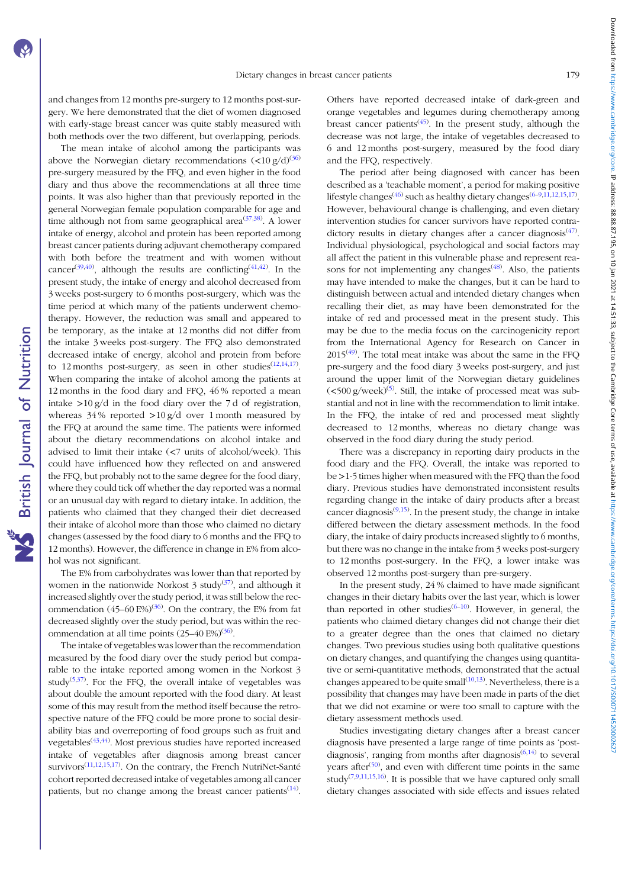and changes from 12 months pre-surgery to 12 months post-surgery. We here demonstrated that the diet of women diagnosed with early-stage breast cancer was quite stably measured with both methods over the two different, but overlapping, periods.

The mean intake of alcohol among the participants was above the Norwegian dietary recommendations (<10 g/d)[36] pre-surgery measured by the FFQ, and even higher in the food diary and thus above the recommendations at all three time points. It was also higher than that previously reported in the general Norwegian female population comparable for age and time although not from same geographical area[37,38]. A lower intake of energy, alcohol and protein has been reported among breast cancer patients during adjuvant chemotherapy compared with both before the treatment and with women without cancer[39,40], although the results are conflicting[41,42]. In the present study, the intake of energy and alcohol decreased from 3 weeks post-surgery to 6 months post-surgery, which was the time period at which many of the patients underwent chemotherapy. However, the reduction was small and appeared to be temporary, as the intake at 12 months did not differ from the intake 3 weeks post-surgery. The FFQ also demonstrated decreased intake of energy, alcohol and protein from before to 12 months post-surgery, as seen in other studies[12,14,17]. When comparing the intake of alcohol among the patients at 12 months in the food diary and FFQ, 46 % reported a mean intake >10 g/d in the food diary over the 7 d of registration, whereas 34 % reported >10 g/d over 1 month measured by the FFQ at around the same time. The patients were informed about the dietary recommendations on alcohol intake and advised to limit their intake (<7 units of alcohol/week). This could have influenced how they reflected on and answered the FFQ, but probably not to the same degree for the food diary, where they could tick off whether the day reported was a normal or an unusual day with regard to dietary intake. In addition, the patients who claimed that they changed their diet decreased their intake of alcohol more than those who claimed no dietary changes (assessed by the food diary to 6 months and the FFQ to 12 months). However, the difference in change in E% from alcohol was not significant.

The E% from carbohydrates was lower than that reported by women in the nationwide Norkost 3 study[37], and although it increased slightly over the study period, it was still below the recommendation (45–60 E%)[36]. On the contrary, the E% from fat decreased slightly over the study period, but was within the recommendation at all time points (25–40 E%)[36].

The intake of vegetables was lower than the recommendation measured by the food diary over the study period but comparable to the intake reported among women in the Norkost 3 study[5,37]. For the FFQ, the overall intake of vegetables was about double the amount reported with the food diary. At least some of this may result from the method itself because the retrospective nature of the FFQ could be more prone to social desirability bias and overreporting of food groups such as fruit and vegetables[43,44]. Most previous studies have reported increased intake of vegetables after diagnosis among breast cancer survivors[11,12,15,17]. On the contrary, the French NutriNet-Santé cohort reported decreased intake of vegetables among all cancer patients, but no change among the breast cancer patients[14]. Others have reported decreased intake of dark-green and orange vegetables and legumes during chemotherapy among breast cancer patients[45]. In the present study, although the decrease was not large, the intake of vegetables decreased to 6 and 12 months post-surgery, measured by the food diary and the FFQ, respectively.

The period after being diagnosed with cancer has been described as a 'teachable moment', a period for making positive lifestyle changes[46] such as healthy dietary changes[6–9,11,12,15,17]. However, behavioural change is challenging, and even dietary intervention studies for cancer survivors have reported contradictory results in dietary changes after a cancer diagnosis[47]. Individual physiological, psychological and social factors may all affect the patient in this vulnerable phase and represent reasons for not implementing any changes[48]. Also, the patients may have intended to make the changes, but it can be hard to distinguish between actual and intended dietary changes when recalling their diet, as may have been demonstrated for the intake of red and processed meat in the present study. This may be due to the media focus on the carcinogenicity report from the International Agency for Research on Cancer in 2015[49]. The total meat intake was about the same in the FFQ pre-surgery and the food diary 3 weeks post-surgery, and just around the upper limit of the Norwegian dietary guidelines (<500 g/week)[5]. Still, the intake of processed meat was substantial and not in line with the recommendation to limit intake. In the FFQ, the intake of red and processed meat slightly decreased to 12 months, whereas no dietary change was observed in the food diary during the study period.

There was a discrepancy in reporting dairy products in the food diary and the FFQ. Overall, the intake was reported to be >1·5 times higher when measured with the FFQ than the food diary. Previous studies have demonstrated inconsistent results regarding change in the intake of dairy products after a breast cancer diagnosis[9,15]. In the present study, the change in intake differed between the dietary assessment methods. In the food diary, the intake of dairy products increased slightly to 6 months, but there was no change in the intake from 3 weeks post-surgery to 12 months post-surgery. In the FFQ, a lower intake was observed 12 months post-surgery than pre-surgery.

In the present study, 24 % claimed to have made significant changes in their dietary habits over the last year, which is lower than reported in other studies[6–10]. However, in general, the patients who claimed dietary changes did not change their diet to a greater degree than the ones that claimed no dietary changes. Two previous studies using both qualitative questions on dietary changes, and quantifying the changes using quantitative or semi-quantitative methods, demonstrated that the actual changes appeared to be quite small[10,13]. Nevertheless, there is a possibility that changes may have been made in parts of the diet that we did not examine or were too small to capture with the dietary assessment methods used.

Studies investigating dietary changes after a breast cancer diagnosis have presented a large range of time points as 'post-diagnosis', ranging from months after diagnosis[6,14] to several years after[50], and even with different time points in the same study[7,9,11,15,16]. It is possible that we have captured only small dietary changes associated with side effects and issues related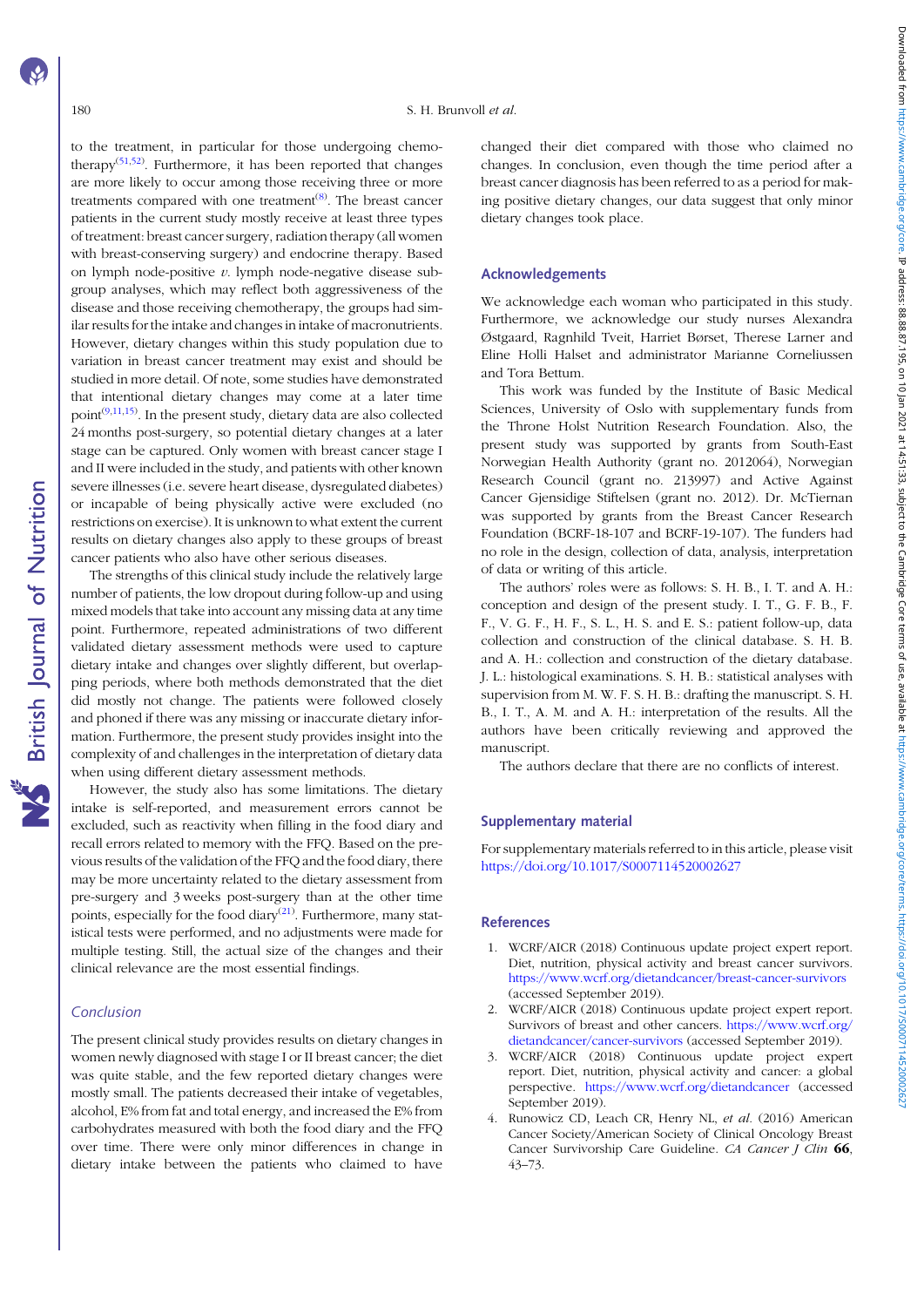to the treatment, in particular for those undergoing chemotherapy[51,52]. Furthermore, it has been reported that changes are more likely to occur among those receiving three or more treatments compared with one treatment[8]. The breast cancer patients in the current study mostly receive at least three types of treatment: breast cancer surgery, radiation therapy (all women with breast-conserving surgery) and endocrine therapy. Based on lymph node-positive *v.* lymph node-negative disease subgroup analyses, which may reflect both aggressiveness of the disease and those receiving chemotherapy, the groups had similar results for the intake and changes in intake of macronutrients. However, dietary changes within this study population due to variation in breast cancer treatment may exist and should be studied in more detail. Of note, some studies have demonstrated that intentional dietary changes may come at a later time point[9,11,15]. In the present study, dietary data are also collected 24 months post-surgery, so potential dietary changes at a later stage can be captured. Only women with breast cancer stage I and II were included in the study, and patients with other known severe illnesses (i.e. severe heart disease, dysregulated diabetes) or incapable of being physically active were excluded (no restrictions on exercise). It is unknown to what extent the current results on dietary changes also apply to these groups of breast cancer patients who also have other serious diseases.

The strengths of this clinical study include the relatively large number of patients, the low dropout during follow-up and using mixed models that take into account any missing data at any time point. Furthermore, repeated administrations of two different validated dietary assessment methods were used to capture dietary intake and changes over slightly different, but overlapping periods, where both methods demonstrated that the diet did mostly not change. The patients were followed closely and phoned if there was any missing or inaccurate dietary information. Furthermore, the present study provides insight into the complexity of and challenges in the interpretation of dietary data when using different dietary assessment methods.

However, the study also has some limitations. The dietary intake is self-reported, and measurement errors cannot be excluded, such as reactivity when filling in the food diary and recall errors related to memory with the FFQ. Based on the previous results of the validation of the FFQ and the food diary, there may be more uncertainty related to the dietary assessment from pre-surgery and 3 weeks post-surgery than at the other time points, especially for the food diary[21]. Furthermore, many statistical tests were performed, and no adjustments were made for multiple testing. Still, the actual size of the changes and their clinical relevance are the most essential findings.

## Conclusion

The present clinical study provides results on dietary changes in women newly diagnosed with stage I or II breast cancer; the diet was quite stable, and the few reported dietary changes were mostly small. The patients decreased their intake of vegetables, alcohol, E% from fat and total energy, and increased the E% from carbohydrates measured with both the food diary and the FFQ over time. There were only minor differences in change in dietary intake between the patients who claimed to have changed their diet compared with those who claimed no changes. In conclusion, even though the time period after a breast cancer diagnosis has been referred to as a period for making positive dietary changes, our data suggest that only minor dietary changes took place.

## Acknowledgements

We acknowledge each woman who participated in this study. Furthermore, we acknowledge our study nurses Alexandra Østgaard, Ragnhild Tveit, Harriet Børset, Therese Larner and Eline Holli Halset and administrator Marianne Corneliussen and Tora Bettum.

This work was funded by the Institute of Basic Medical Sciences, University of Oslo with supplementary funds from the Throne Holst Nutrition Research Foundation. Also, the present study was supported by grants from South-East Norwegian Health Authority (grant no. 2012064), Norwegian Research Council (grant no. 213997) and Active Against Cancer Gjensidige Stiftelsen (grant no. 2012). Dr. McTiernan was supported by grants from the Breast Cancer Research Foundation (BCRF-18-107 and BCRF-19-107). The funders had no role in the design, collection of data, analysis, interpretation of data or writing of this article.

The authors' roles were as follows: S. H. B., I. T. and A. H.: conception and design of the present study. I. T., G. F. B., F. F., V. G. F., H. F., S. L., H. S. and E. S.: patient follow-up, data collection and construction of the clinical database. S. H. B. and A. H.: collection and construction of the dietary database. J. L.: histological examinations. S. H. B.: statistical analyses with supervision from M. W. F. S. H. B.: drafting the manuscript. S. H. B., I. T., A. M. and A. H.: interpretation of the results. All the authors have been critically reviewing and approved the manuscript.

The authors declare that there are no conflicts of interest.

## Supplementary material

For supplementary materials referred to in this article, please visit https://doi.org/10.1017/S0007114520002627

## References

1. WCRF/AICR (2018) Continuous update project expert report. Diet, nutrition, physical activity and breast cancer survivors. https://www.wcrf.org/dietandcancer/breast-cancer-survivors (accessed September 2019).
2. WCRF/AICR (2018) Continuous update project expert report. Survivors of breast and other cancers. https://www.wcrf.org/dietandcancer/cancer-survivors (accessed September 2019).
3. WCRF/AICR (2018) Continuous update project expert report. Diet, nutrition, physical activity and cancer: a global perspective. https://www.wcrf.org/dietandcancer (accessed September 2019).
4. Runowicz CD, Leach CR, Henry NL, *et al.* (2016) American Cancer Society/American Society of Clinical Oncology Breast Cancer Survivorship Care Guideline. *CA Cancer J Clin* **66**, 43–73.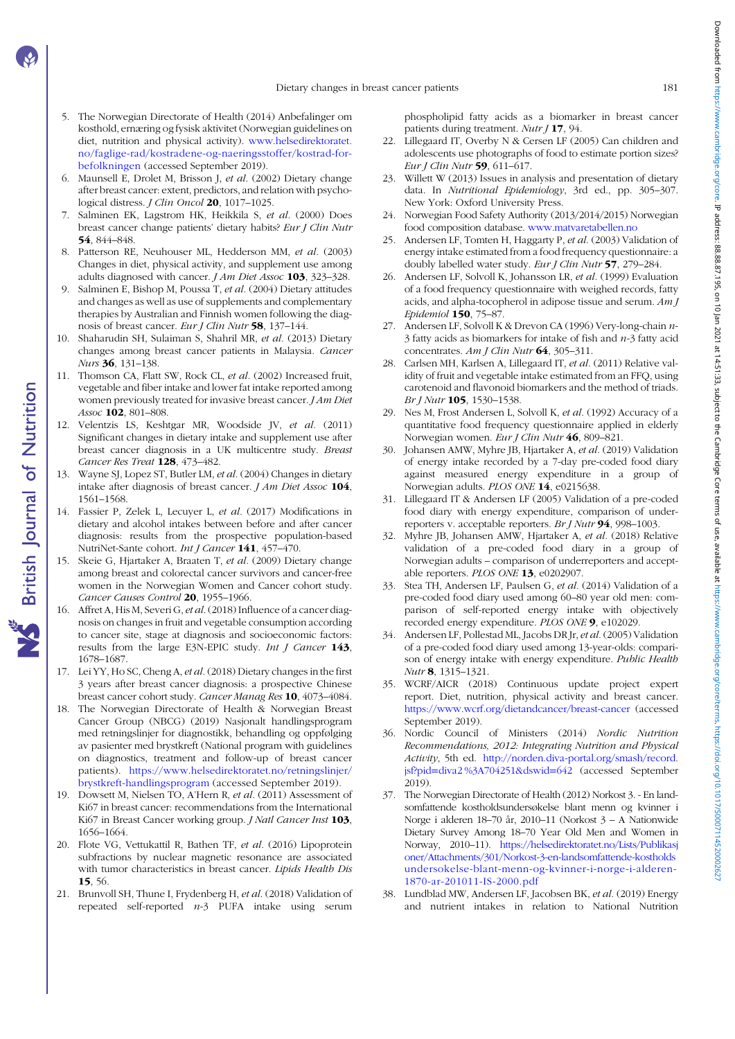5. The Norwegian Directorate of Health (2014) Anbefalinger om kosthold, ernæring og fysisk aktivitet (Norwegian guidelines on diet, nutrition and physical activity). www.helsedirektoratet.no/faglige-rad/kostradene-og-naeringsstoffer/kostrad-for-befolkningen (accessed September 2019).
6. Maunsell E, Drolet M, Brisson J, *et al.* (2002) Dietary change after breast cancer: extent, predictors, and relation with psychological distress. *J Clin Oncol* **20**, 1017–1025.
7. Salminen EK, Lagstrom HK, Heikkila S, *et al.* (2000) Does breast cancer change patients' dietary habits? *Eur J Clin Nutr* **54**, 844–848.
8. Patterson RE, Neuhouser ML, Hedderson MM, *et al.* (2003) Changes in diet, physical activity, and supplement use among adults diagnosed with cancer. *J Am Diet Assoc* **103**, 323–328.
9. Salminen E, Bishop M, Poussa T, *et al.* (2004) Dietary attitudes and changes as well as use of supplements and complementary therapies by Australian and Finnish women following the diagnosis of breast cancer. *Eur J Clin Nutr* **58**, 137–144.
10. Shaharudin SH, Sulaiman S, Shahril MR, *et al.* (2013) Dietary changes among breast cancer patients in Malaysia. *Cancer Nurs* **36**, 131–138.
11. Thomson CA, Flatt SW, Rock CL, *et al.* (2002) Increased fruit, vegetable and fiber intake and lower fat intake reported among women previously treated for invasive breast cancer. *J Am Diet Assoc* **102**, 801–808.
12. Velentzis LS, Keshtgar MR, Woodside JV, *et al.* (2011) Significant changes in dietary intake and supplement use after breast cancer diagnosis in a UK multicentre study. *Breast Cancer Res Treat* **128**, 473–482.
13. Wayne SJ, Lopez ST, Butler LM, *et al.* (2004) Changes in dietary intake after diagnosis of breast cancer. *J Am Diet Assoc* **104**, 1561–1568.
14. Fassier P, Zelek L, Lecuyer L, *et al.* (2017) Modifications in dietary and alcohol intakes between before and after cancer diagnosis: results from the prospective population-based NutriNet-Sante cohort. *Int J Cancer* **141**, 457–470.
15. Skeie G, Hjartaker A, Braaten T, *et al.* (2009) Dietary change among breast and colorectal cancer survivors and cancer-free women in the Norwegian Women and Cancer cohort study. *Cancer Causes Control* **20**, 1955–1966.
16. Affret A, His M, Severi G, *et al.* (2018) Influence of a cancer diagnosis on changes in fruit and vegetable consumption according to cancer site, stage at diagnosis and socioeconomic factors: results from the large E3N-EPIC study. *Int J Cancer* **143**, 1678–1687.
17. Lei YY, Ho SC, Cheng A, *et al.* (2018) Dietary changes in the first 3 years after breast cancer diagnosis: a prospective Chinese breast cancer cohort study. *Cancer Manag Res* **10**, 4073–4084.
18. The Norwegian Directorate of Health & Norwegian Breast Cancer Group (NBCG) (2019) Nasjonalt handlingsprogram med retningslinjer for diagnostikk, behandling og oppfølging av pasienter med brystkreft (National program with guidelines on diagnostics, treatment and follow-up of breast cancer patients). https://www.helsedirektoratet.no/retningslinjer/brystkreft-handlingsprogram (accessed September 2019).
19. Dowsett M, Nielsen TO, A'Hern R, *et al.* (2011) Assessment of Ki67 in breast cancer: recommendations from the International Ki67 in Breast Cancer working group. *J Natl Cancer Inst* **103**, 1656–1664.
20. Flote VG, Vettukattil R, Bathen TF, *et al.* (2016) Lipoprotein subfractions by nuclear magnetic resonance are associated with tumor characteristics in breast cancer. *Lipids Health Dis* **15**, 56.
21. Brunvoll SH, Thune I, Frydenberg H, *et al.* (2018) Validation of repeated self-reported *n*-3 PUFA intake using serum phospholipid fatty acids as a biomarker in breast cancer patients during treatment. *Nutr J* **17**, 94.
22. Lillegaard IT, Overby N & Cersen LF (2005) Can children and adolescents use photographs of food to estimate portion sizes? *Eur J Clin Nutr* **59**, 611–617.
23. Willett W (2013) Issues in analysis and presentation of dietary data. In *Nutritional Epidemiology*, 3rd ed., pp. 305–307. New York: Oxford University Press.
24. Norwegian Food Safety Authority (2013/2014/2015) Norwegian food composition database. www.matvaretabellen.no
25. Andersen LF, Tomten H, Haggarty P, *et al.* (2003) Validation of energy intake estimated from a food frequency questionnaire: a doubly labelled water study. *Eur J Clin Nutr* **57**, 279–284.
26. Andersen LF, Solvoll K, Johansson LR, *et al.* (1999) Evaluation of a food frequency questionnaire with weighed records, fatty acids, and alpha-tocopherol in adipose tissue and serum. *Am J Epidemiol* **150**, 75–87.
27. Andersen LF, Solvoll K & Drevon CA (1996) Very-long-chain *n*-3 fatty acids as biomarkers for intake of fish and *n*-3 fatty acid concentrates. *Am J Clin Nutr* **64**, 305–311.
28. Carlsen MH, Karlsen A, Lillegaard IT, *et al.* (2011) Relative validity of fruit and vegetable intake estimated from an FFQ, using carotenoid and flavonoid biomarkers and the method of triads. *Br J Nutr* **105**, 1530–1538.
29. Nes M, Frost Andersen L, Solvoll K, *et al.* (1992) Accuracy of a quantitative food frequency questionnaire applied in elderly Norwegian women. *Eur J Clin Nutr* **46**, 809–821.
30. Johansen AMW, Myhre JB, Hjartaker A, *et al.* (2019) Validation of energy intake recorded by a 7-day pre-coded food diary against measured energy expenditure in a group of Norwegian adults. *PLOS ONE* **14**, e0215638.
31. Lillegaard IT & Andersen LF (2005) Validation of a pre-coded food diary with energy expenditure, comparison of under-reporters v. acceptable reporters. *Br J Nutr* **94**, 998–1003.
32. Myhre JB, Johansen AMW, Hjartaker A, *et al.* (2018) Relative validation of a pre-coded food diary in a group of Norwegian adults – comparison of underreporters and acceptable reporters. *PLOS ONE* **13**, e0202907.
33. Stea TH, Andersen LF, Paulsen G, *et al.* (2014) Validation of a pre-coded food diary used among 60–80 year old men: comparison of self-reported energy intake with objectively recorded energy expenditure. *PLOS ONE* **9**, e102029.
34. Andersen LF, Pollestad ML, Jacobs DR Jr, *et al.* (2005) Validation of a pre-coded food diary used among 13-year-olds: comparison of energy intake with energy expenditure. *Public Health Nutr* **8**, 1315–1321.
35. WCRF/AICR (2018) Continuous update project expert report. Diet, nutrition, physical activity and breast cancer. https://www.wcrf.org/dietandcancer/breast-cancer (accessed September 2019).
36. Nordic Council of Ministers (2014) *Nordic Nutrition Recommendations, 2012: Integrating Nutrition and Physical Activity*, 5th ed. http://norden.diva-portal.org/smash/record.jsf?pid=diva2%3A704251&dswid=642 (accessed September 2019).
37. The Norwegian Directorate of Health (2012) Norkost 3. - En landsomfattende kostholdsundersøkelse blant menn og kvinner i Norge i alderen 18–70 år, 2010–11 (Norkost 3 – A Nationwide Dietary Survey Among 18–70 Year Old Men and Women in Norway, 2010–11). https://helsedirektoratet.no/Lists/Publikasjoner/Attachments/301/Norkost-3-en-landsomfattende-kostholdsundersokelse-blant-menn-og-kvinner-i-norge-i-alderen-1870-ar-201011-IS-2000.pdf
38. Lundblad MW, Andersen LF, Jacobsen BK, *et al.* (2019) Energy and nutrient intakes in relation to National Nutrition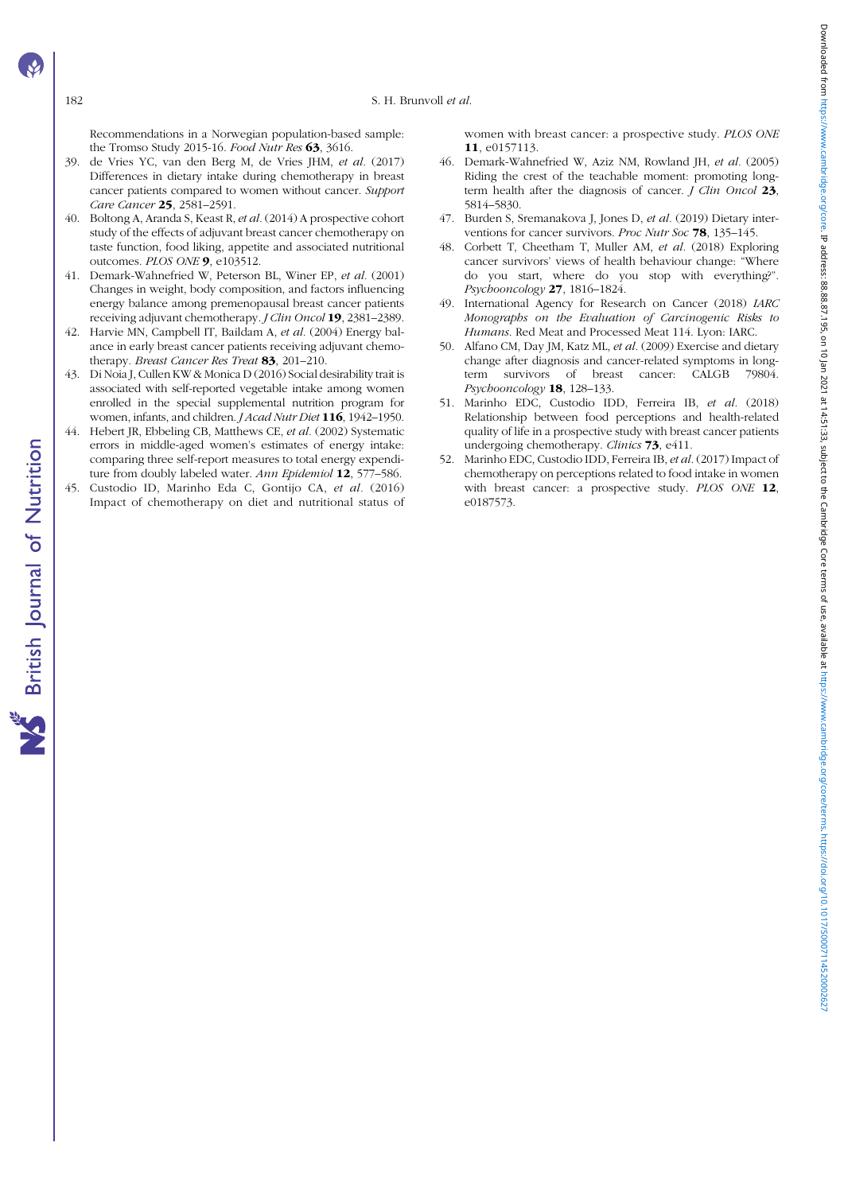Recommendations in a Norwegian population-based sample: the Tromso Study 2015-16. *Food Nutr Res* **63**, 3616.

39. de Vries YC, van den Berg M, de Vries JHM, *et al.* (2017) Differences in dietary intake during chemotherapy in breast cancer patients compared to women without cancer. *Support Care Cancer* **25**, 2581–2591.
40. Boltong A, Aranda S, Keast R, *et al.* (2014) A prospective cohort study of the effects of adjuvant breast cancer chemotherapy on taste function, food liking, appetite and associated nutritional outcomes. *PLOS ONE* **9**, e103512.
41. Demark-Wahnefried W, Peterson BL, Winer EP, *et al.* (2001) Changes in weight, body composition, and factors influencing energy balance among premenopausal breast cancer patients receiving adjuvant chemotherapy. *J Clin Oncol* **19**, 2381–2389.
42. Harvie MN, Campbell IT, Baildam A, *et al.* (2004) Energy balance in early breast cancer patients receiving adjuvant chemotherapy. *Breast Cancer Res Treat* **83**, 201–210.
43. Di Noia J, Cullen KW & Monica D (2016) Social desirability trait is associated with self-reported vegetable intake among women enrolled in the special supplemental nutrition program for women, infants, and children. *J Acad Nutr Diet* **116**, 1942–1950.
44. Hebert JR, Ebbeling CB, Matthews CE, *et al.* (2002) Systematic errors in middle-aged women's estimates of energy intake: comparing three self-report measures to total energy expenditure from doubly labeled water. *Ann Epidemiol* **12**, 577–586.
45. Custodio ID, Marinho Eda C, Gontijo CA, *et al.* (2016) Impact of chemotherapy on diet and nutritional status of women with breast cancer: a prospective study. *PLOS ONE* **11**, e0157113.
46. Demark-Wahnefried W, Aziz NM, Rowland JH, *et al.* (2005) Riding the crest of the teachable moment: promoting long-term health after the diagnosis of cancer. *J Clin Oncol* **23**, 5814–5830.
47. Burden S, Sremanakova J, Jones D, *et al.* (2019) Dietary interventions for cancer survivors. *Proc Nutr Soc* **78**, 135–145.
48. Corbett T, Cheetham T, Muller AM, *et al.* (2018) Exploring cancer survivors' views of health behaviour change: "Where do you start, where do you stop with everything?". *Psychooncology* **27**, 1816–1824.
49. International Agency for Research on Cancer (2018) *IARC Monographs on the Evaluation of Carcinogenic Risks to Humans*. Red Meat and Processed Meat 114. Lyon: IARC.
50. Alfano CM, Day JM, Katz ML, *et al.* (2009) Exercise and dietary change after diagnosis and cancer-related symptoms in long-term survivors of breast cancer: CALGB 79804. *Psychooncology* **18**, 128–133.
51. Marinho EDC, Custodio IDD, Ferreira IB, *et al.* (2018) Relationship between food perceptions and health-related quality of life in a prospective study with breast cancer patients undergoing chemotherapy. *Clinics* **73**, e411.
52. Marinho EDC, Custodio IDD, Ferreira IB, *et al.* (2017) Impact of chemotherapy on perceptions related to food intake in women with breast cancer: a prospective study. *PLOS ONE* **12**, e0187573.